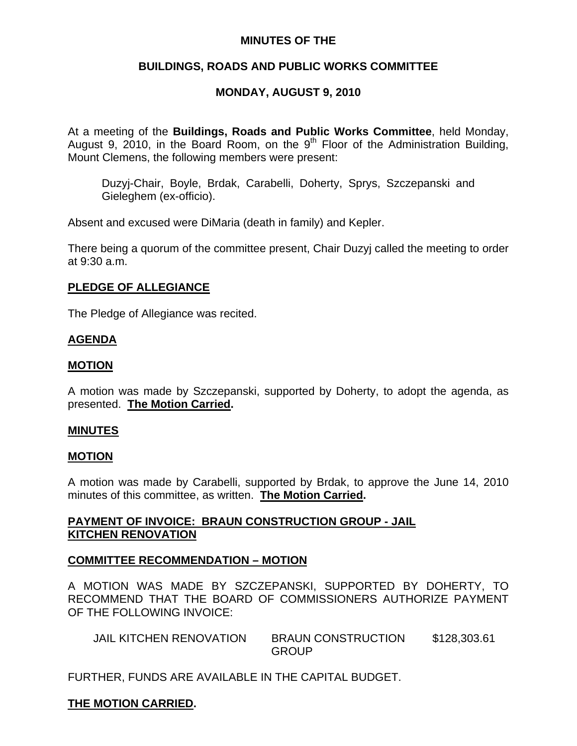**MINUTES OF THE**

**BUILDINGS, ROADS AND PUBLIC WORKS COMMITTEE**

**MONDAY, AUGUST 9, 2010**

At a meeting of the **Buildings, Roads and Public Works Committee**, held Monday, August 9, 2010, in the Board Room, on the 9th Floor of the Administration Building, Mount Clemens, the following members were present:

> Duzyj-Chair, Boyle, Brdak, Carabelli, Doherty, Sprys, Szczepanski and Gieleghem (ex-officio).

Absent and excused were DiMaria (death in family) and Kepler.

There being a quorum of the committee present, Chair Duzyj called the meeting to order at 9:30 a.m.

**PLEDGE OF ALLEGIANCE**

The Pledge of Allegiance was recited.

**AGENDA**

**MOTION**

A motion was made by Szczepanski, supported by Doherty, to adopt the agenda, as presented. **The Motion Carried.**

**MINUTES**

**MOTION**

A motion was made by Carabelli, supported by Brdak, to approve the June 14, 2010 minutes of this committee, as written. **The Motion Carried.**

**PAYMENT OF INVOICE: BRAUN CONSTRUCTION GROUP - JAIL KITCHEN RENOVATION**

**COMMITTEE RECOMMENDATION – MOTION**

A MOTION WAS MADE BY SZCZEPANSKI, SUPPORTED BY DOHERTY, TO RECOMMEND THAT THE BOARD OF COMMISSIONERS AUTHORIZE PAYMENT OF THE FOLLOWING INVOICE:

| | | |
|---|---|---|
| JAIL KITCHEN RENOVATION | BRAUN CONSTRUCTION GROUP | $128,303.61 |

FURTHER, FUNDS ARE AVAILABLE IN THE CAPITAL BUDGET.

**THE MOTION CARRIED.**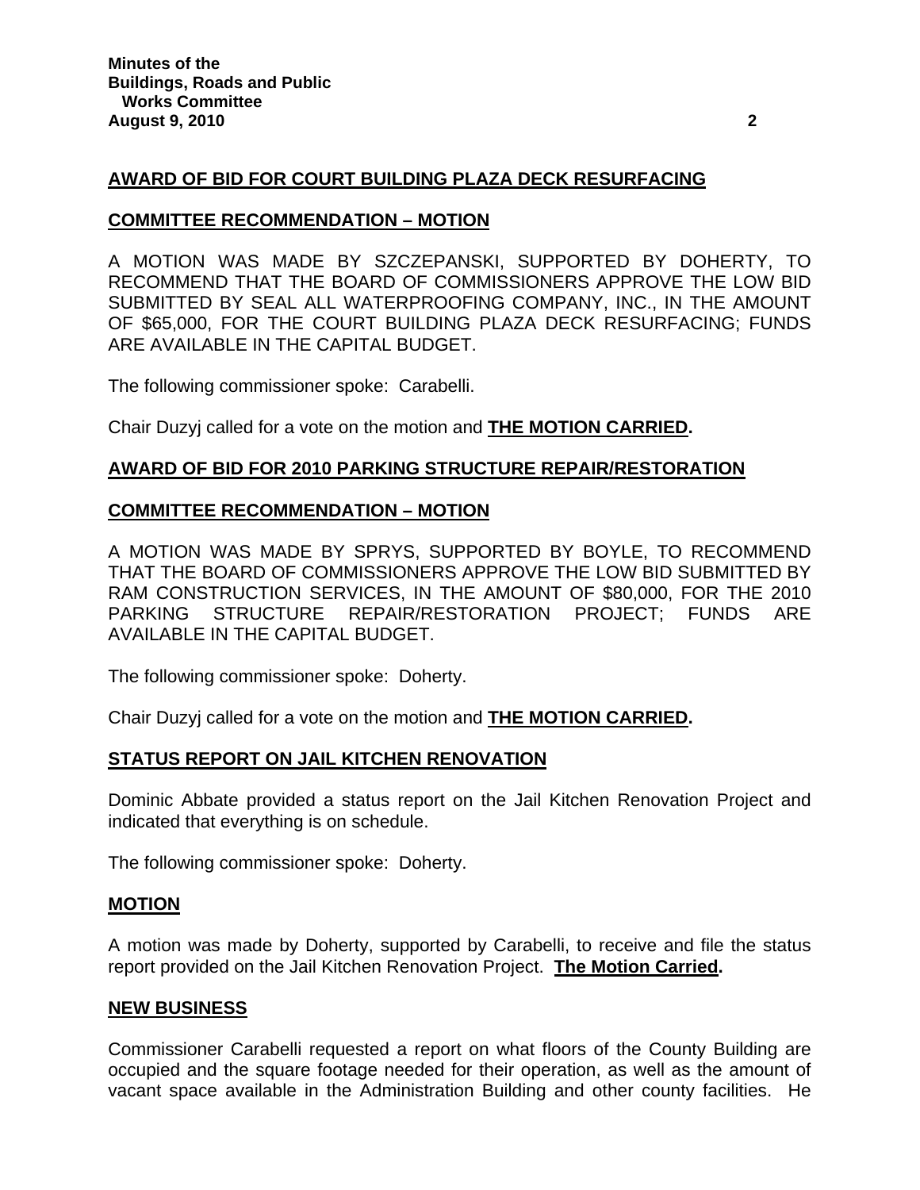## AWARD OF BID FOR COURT BUILDING PLAZA DECK RESURFACING

### COMMITTEE RECOMMENDATION – MOTION

A MOTION WAS MADE BY SZCZEPANSKI, SUPPORTED BY DOHERTY, TO RECOMMEND THAT THE BOARD OF COMMISSIONERS APPROVE THE LOW BID SUBMITTED BY SEAL ALL WATERPROOFING COMPANY, INC., IN THE AMOUNT OF $65,000, FOR THE COURT BUILDING PLAZA DECK RESURFACING; FUNDS ARE AVAILABLE IN THE CAPITAL BUDGET.

The following commissioner spoke: Carabelli.

Chair Duzyj called for a vote on the motion and **THE MOTION CARRIED.**

## AWARD OF BID FOR 2010 PARKING STRUCTURE REPAIR/RESTORATION

### COMMITTEE RECOMMENDATION – MOTION

A MOTION WAS MADE BY SPRYS, SUPPORTED BY BOYLE, TO RECOMMEND THAT THE BOARD OF COMMISSIONERS APPROVE THE LOW BID SUBMITTED BY RAM CONSTRUCTION SERVICES, IN THE AMOUNT OF $80,000, FOR THE 2010 PARKING STRUCTURE REPAIR/RESTORATION PROJECT; FUNDS ARE AVAILABLE IN THE CAPITAL BUDGET.

The following commissioner spoke: Doherty.

Chair Duzyj called for a vote on the motion and **THE MOTION CARRIED.**

## STATUS REPORT ON JAIL KITCHEN RENOVATION

Dominic Abbate provided a status report on the Jail Kitchen Renovation Project and indicated that everything is on schedule.

The following commissioner spoke: Doherty.

### MOTION

A motion was made by Doherty, supported by Carabelli, to receive and file the status report provided on the Jail Kitchen Renovation Project. **The Motion Carried.**

## NEW BUSINESS

Commissioner Carabelli requested a report on what floors of the County Building are occupied and the square footage needed for their operation, as well as the amount of vacant space available in the Administration Building and other county facilities. He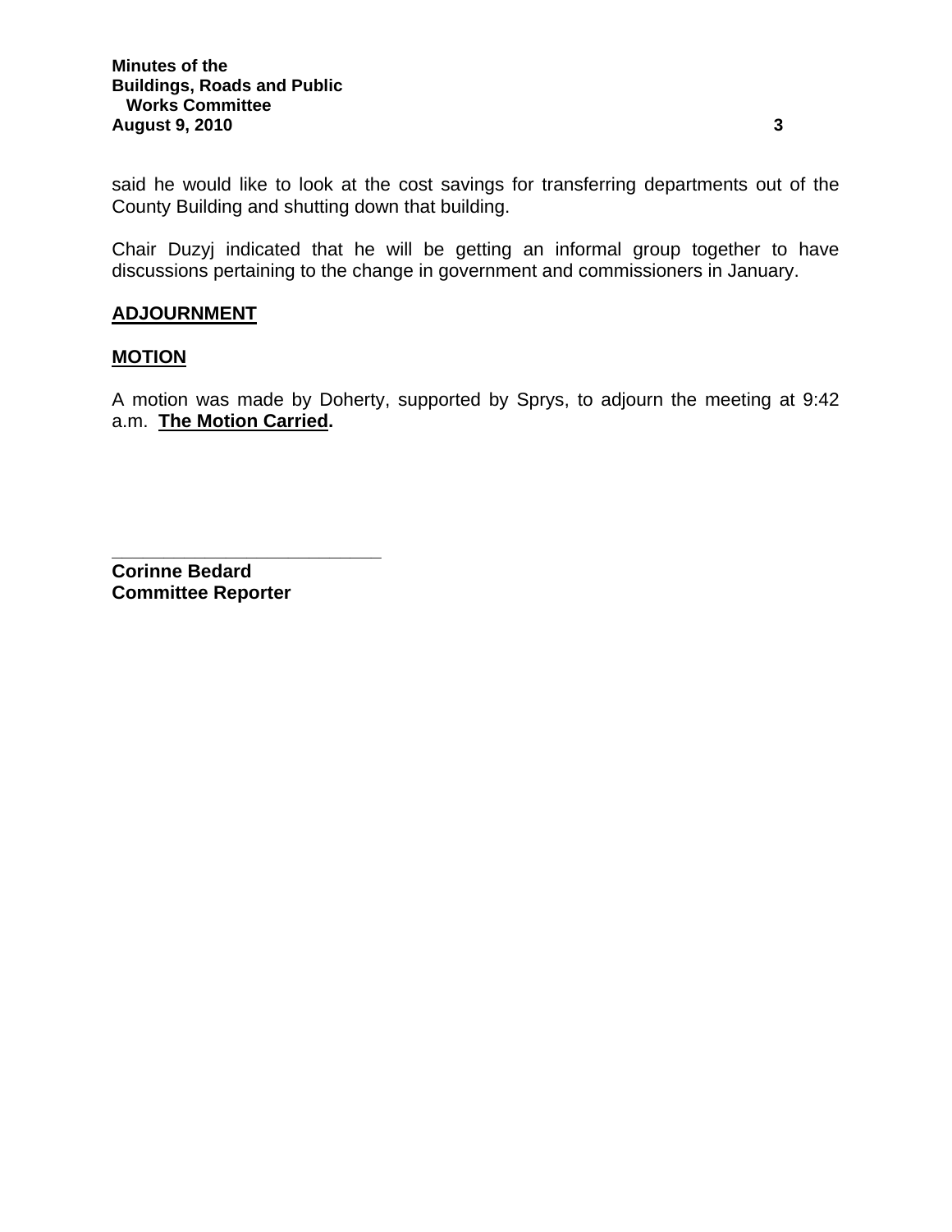said he would like to look at the cost savings for transferring departments out of the County Building and shutting down that building.

Chair Duzyj indicated that he will be getting an informal group together to have discussions pertaining to the change in government and commissioners in January.

## ADJOURNMENT

## MOTION

A motion was made by Doherty, supported by Sprys, to adjourn the meeting at 9:42 a.m. **The Motion Carried.**

\_\_\_\_\_\_\_\_\_\_\_\_\_\_\_\_\_\_\_\_\_\_\_\_\_\_\_\_

**Corinne Bedard**
**Committee Reporter**